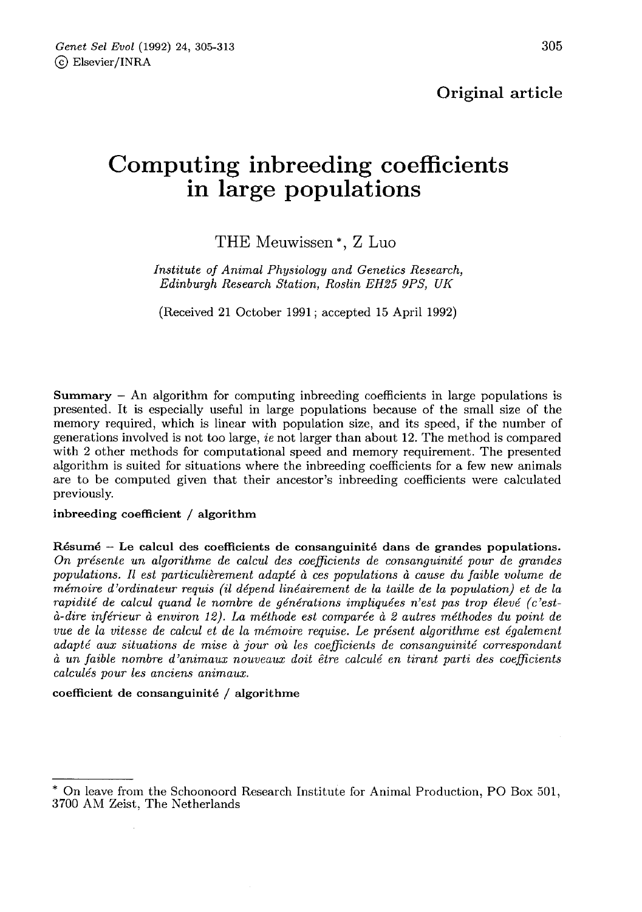**Original article**

# Computing inbreeding coefficients in large populations

THE Meuwissen *, Z Luo

*Institute of Animal Physiology and Genetics Research, Edinburgh Research Station, Roslin EH25 9PS, UK*

(Received 21 October 1991; accepted 15 April 1992)

**Summary** – An algorithm for computing inbreeding coefficients in large populations is presented. It is especially useful in large populations because of the small size of the memory required, which is linear with population size, and its speed, if the number of generations involved is not too large, *ie* not larger than about 12. The method is compared with 2 other methods for computational speed and memory requirement. The presented algorithm is suited for situations where the inbreeding coefficients for a few new animals are to be computed given that their ancestor's inbreeding coefficients were calculated previously.

**inbreeding coefficient / algorithm**

**Résumé** – **Le calcul des coefficients de consanguinité dans de grandes populations.** *On présente un algorithme de calcul des coefficients de consanguinité pour de grandes populations. Il est particulièrement adapté à ces populations à cause du faible volume de mémoire d'ordinateur requis (il dépend linéairement de la taille de la population) et de la rapidité de calcul quand le nombre de générations impliquées n'est pas trop élevé (c'est-à-dire inférieur à environ 12). La méthode est comparée à 2 autres méthodes du point de vue de la vitesse de calcul et de la mémoire requise. Le présent algorithme est également adapté aux situations de mise à jour où les coefficients de consanguinité correspondant à un faible nombre d'animaux nouveaux doit être calculé en tirant parti des coefficients calculés pour les anciens animaux.*

**coefficient de consanguinité / algorithme**

---

* On leave from the Schoonoord Research Institute for Animal Production, PO Box 501, 3700 AM Zeist, The Netherlands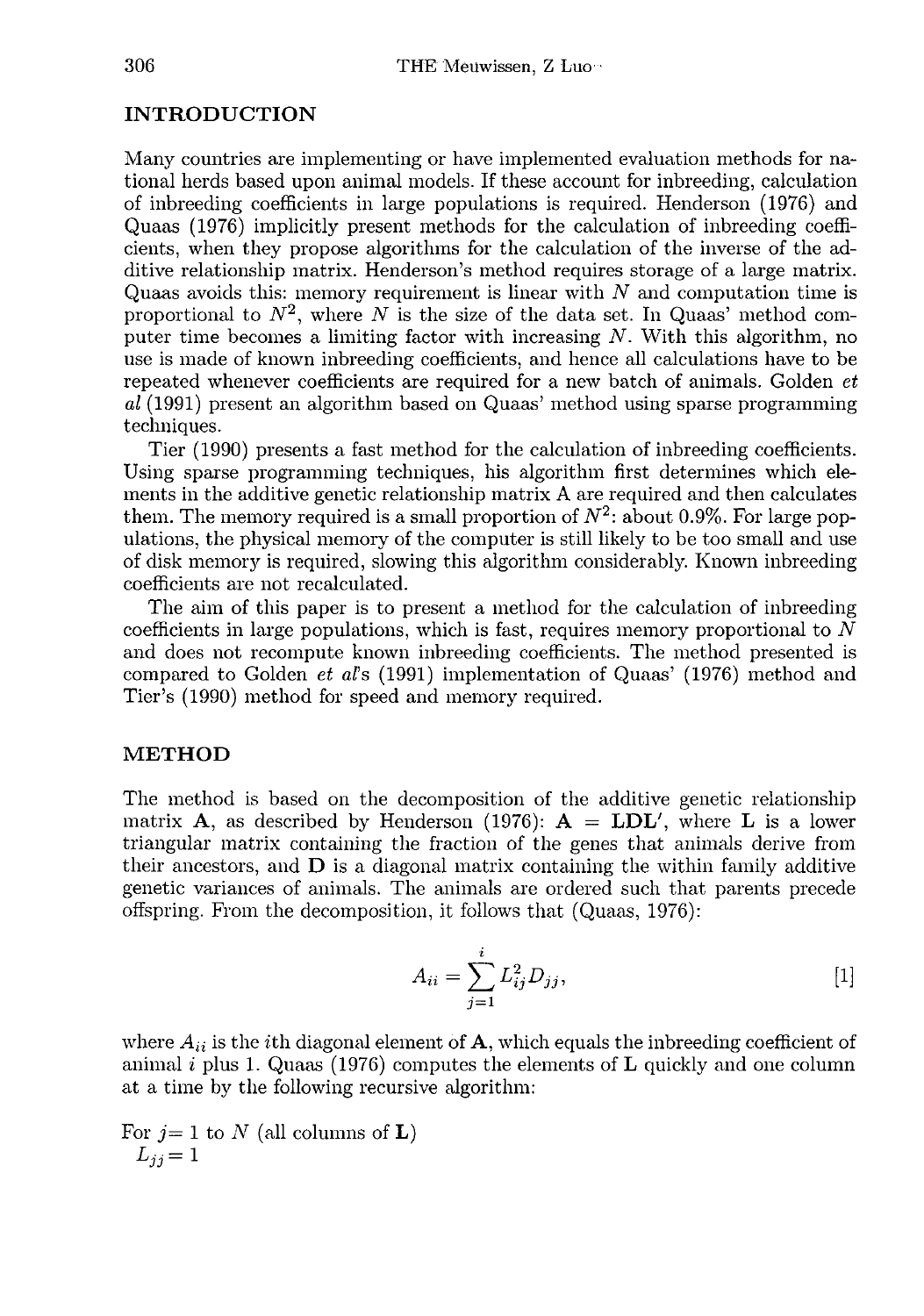## INTRODUCTION

Many countries are implementing or have implemented evaluation methods for national herds based upon animal models. If these account for inbreeding, calculation of inbreeding coefficients in large populations is required. Henderson (1976) and Quaas (1976) implicitly present methods for the calculation of inbreeding coefficients, when they propose algorithms for the calculation of the inverse of the additive relationship matrix. Henderson's method requires storage of a large matrix. Quaas avoids this: memory requirement is linear with $N$ and computation time is proportional to $N^2$, where $N$ is the size of the data set. In Quaas' method computer time becomes a limiting factor with increasing $N$. With this algorithm, no use is made of known inbreeding coefficients, and hence all calculations have to be repeated whenever coefficients are required for a new batch of animals. Golden *et al* (1991) present an algorithm based on Quaas' method using sparse programming techniques.

Tier (1990) presents a fast method for the calculation of inbreeding coefficients. Using sparse programming techniques, his algorithm first determines which elements in the additive genetic relationship matrix A are required and then calculates them. The memory required is a small proportion of $N^2$: about 0.9%. For large populations, the physical memory of the computer is still likely to be too small and use of disk memory is required, slowing this algorithm considerably. Known inbreeding coefficients are not recalculated.

The aim of this paper is to present a method for the calculation of inbreeding coefficients in large populations, which is fast, requires memory proportional to $N$ and does not recompute known inbreeding coefficients. The method presented is compared to Golden *et al*'s (1991) implementation of Quaas' (1976) method and Tier's (1990) method for speed and memory required.

## METHOD

The method is based on the decomposition of the additive genetic relationship matrix $\mathbf{A}$, as described by Henderson (1976): $\mathbf{A} = \mathbf{LDL}'$, where $\mathbf{L}$ is a lower triangular matrix containing the fraction of the genes that animals derive from their ancestors, and $\mathbf{D}$ is a diagonal matrix containing the within family additive genetic variances of animals. The animals are ordered such that parents precede offspring. From the decomposition, it follows that (Quaas, 1976):

$$A_{ii} = \sum_{j=1}^{i} L_{ij}^2 D_{jj}, \qquad [1]$$

where $A_{ii}$ is the $i$th diagonal element of $\mathbf{A}$, which equals the inbreeding coefficient of animal $i$ plus 1. Quaas (1976) computes the elements of $\mathbf{L}$ quickly and one column at a time by the following recursive algorithm:

For $j = 1$ to $N$ (all columns of $\mathbf{L}$)
  $L_{jj} = 1$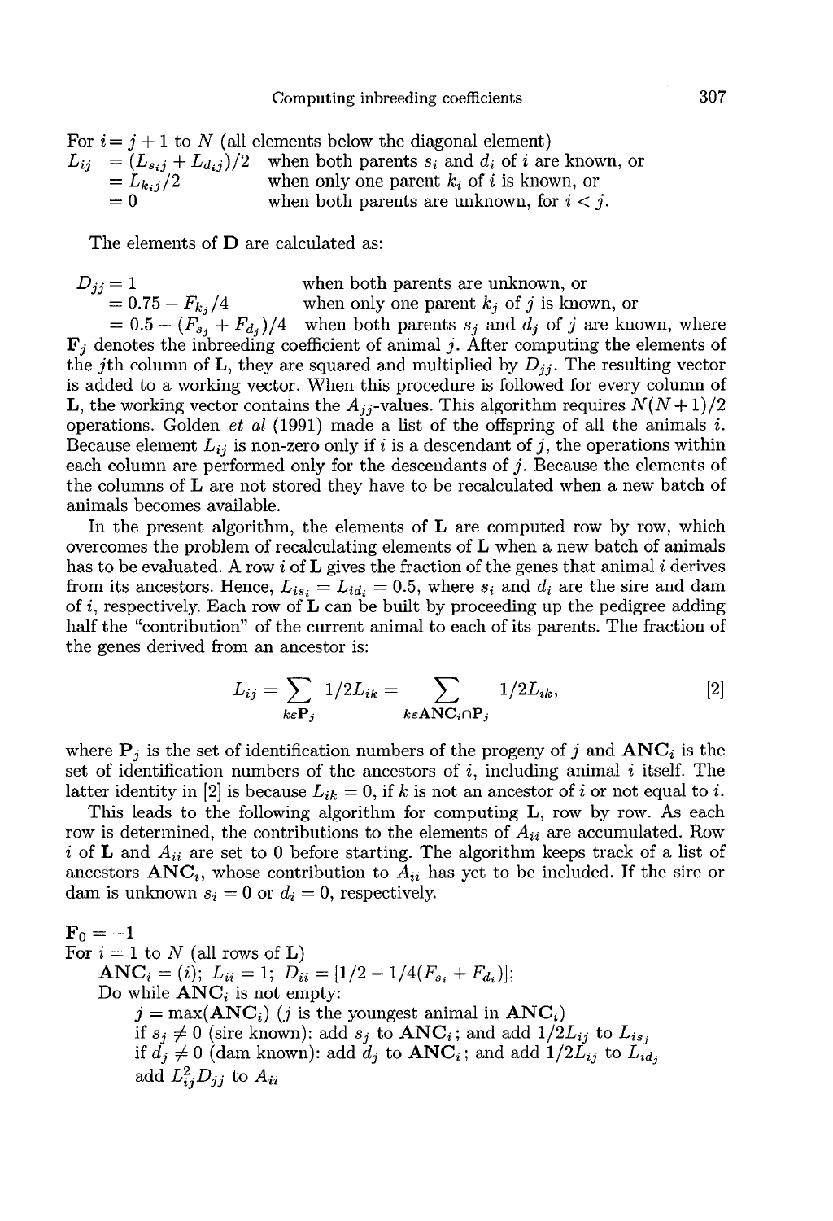For $i = j + 1$ to $N$ (all elements below the diagonal element)

$$
\begin{aligned}
L_{ij} &= (L_{s_i j} + L_{d_i j})/2 && \text{when both parents } s_i \text{ and } d_i \text{ of } i \text{ are known, or} \\
&= L_{k_i j}/2 && \text{when only one parent } k_i \text{ of } i \text{ is known, or} \\
&= 0 && \text{when both parents are unknown, for } i < j.
\end{aligned}
$$

The elements of **D** are calculated as:

$$
\begin{aligned}
D_{jj} &= 1 && \text{when both parents are unknown, or} \\
&= 0.75 - F_{k_j}/4 && \text{when only one parent } k_j \text{ of } j \text{ is known, or} \\
&= 0.5 - (F_{s_j} + F_{d_j})/4 && \text{when both parents } s_j \text{ and } d_j \text{ of } j \text{ are known, where}
\end{aligned}
$$

$\mathbf{F}_j$ denotes the inbreeding coefficient of animal $j$. After computing the elements of the $j$th column of **L**, they are squared and multiplied by $D_{jj}$. The resulting vector is added to a working vector. When this procedure is followed for every column of **L**, the working vector contains the $A_{jj}$-values. This algorithm requires $N(N+1)/2$ operations. Golden *et al* (1991) made a list of the offspring of all the animals $i$. Because element $L_{ij}$ is non-zero only if $i$ is a descendant of $j$, the operations within each column are performed only for the descendants of $j$. Because the elements of the columns of **L** are not stored they have to be recalculated when a new batch of animals becomes available.

In the present algorithm, the elements of **L** are computed row by row, which overcomes the problem of recalculating elements of **L** when a new batch of animals has to be evaluated. A row $i$ of **L** gives the fraction of the genes that animal $i$ derives from its ancestors. Hence, $L_{is_i} = L_{id_i} = 0.5$, where $s_i$ and $d_i$ are the sire and dam of $i$, respectively. Each row of **L** can be built by proceeding up the pedigree adding half the "contribution" of the current animal to each of its parents. The fraction of the genes derived from an ancestor is:

$$
L_{ij} = \sum_{k \epsilon \mathbf{P}_j} 1/2 L_{ik} = \sum_{k \epsilon \mathbf{ANC}_i \cap \mathbf{P}_j} 1/2 L_{ik}, \qquad [2]
$$

where $\mathbf{P}_j$ is the set of identification numbers of the progeny of $j$ and $\mathbf{ANC}_i$ is the set of identification numbers of the ancestors of $i$, including animal $i$ itself. The latter identity in [2] is because $L_{ik} = 0$, if $k$ is not an ancestor of $i$ or not equal to $i$.

This leads to the following algorithm for computing **L**, row by row. As each row is determined, the contributions to the elements of $A_{ii}$ are accumulated. Row $i$ of **L** and $A_{ii}$ are set to 0 before starting. The algorithm keeps track of a list of ancestors $\mathbf{ANC}_i$, whose contribution to $A_{ii}$ has yet to be included. If the sire or dam is unknown $s_i = 0$ or $d_i = 0$, respectively.

$\mathbf{F}_0 = -1$

For $i = 1$ to $N$ (all rows of **L**)

- $\mathbf{ANC}_i = (i)$; $L_{ii} = 1$; $D_{ii} = [1/2 - 1/4(F_{s_i} + F_{d_i})]$;
- Do while $\mathbf{ANC}_i$ is not empty:
  - $j = \max(\mathbf{ANC}_i)$ ($j$ is the youngest animal in $\mathbf{ANC}_i$)
  - if $s_j \neq 0$ (sire known): add $s_j$ to $\mathbf{ANC}_i$; and add $1/2 L_{ij}$ to $L_{is_j}$
  - if $d_j \neq 0$ (dam known): add $d_j$ to $\mathbf{ANC}_i$; and add $1/2 L_{ij}$ to $L_{id_j}$
  - add $L_{ij}^2 D_{jj}$ to $A_{ii}$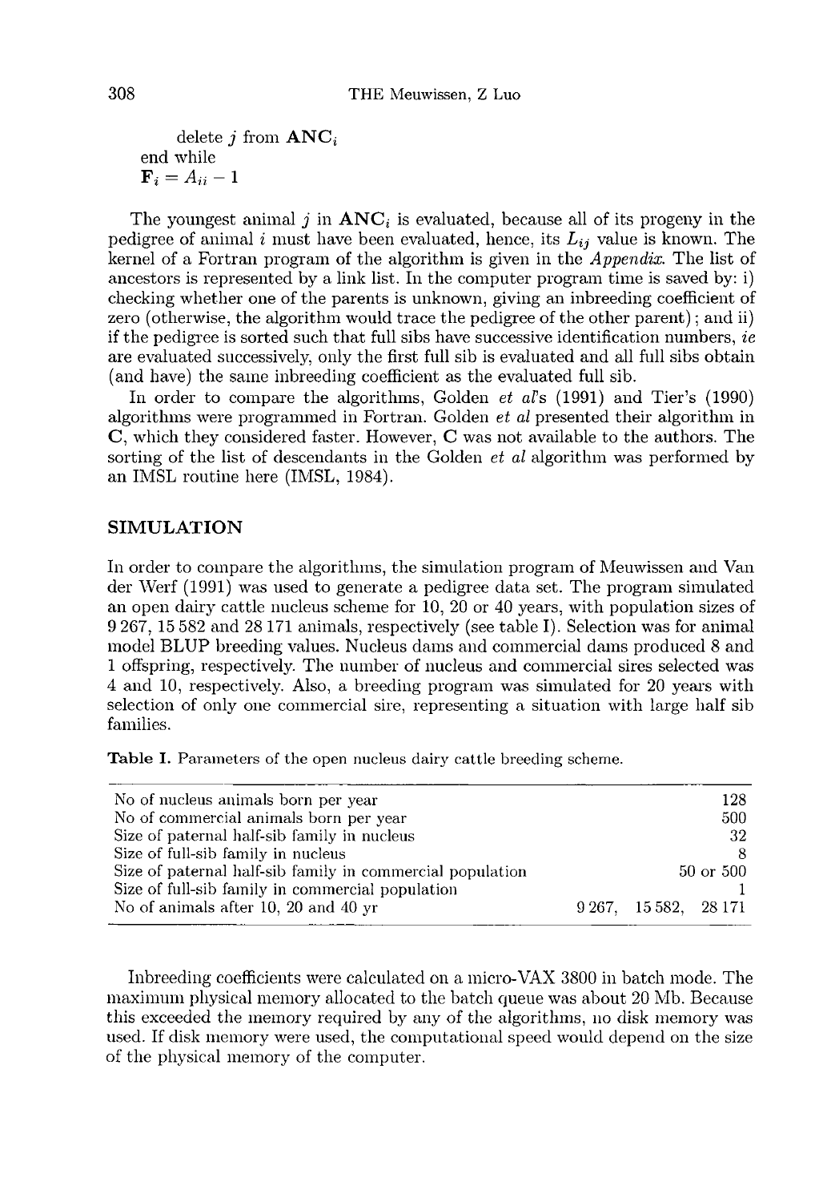delete $j$ from $\mathbf{ANC}_i$
end while
$\mathbf{F}_i = A_{ii} - 1$

The youngest animal $j$ in $\mathbf{ANC}_i$ is evaluated, because all of its progeny in the pedigree of animal $i$ must have been evaluated, hence, its $L_{ij}$ value is known. The kernel of a Fortran program of the algorithm is given in the *Appendix*. The list of ancestors is represented by a link list. In the computer program time is saved by: i) checking whether one of the parents is unknown, giving an inbreeding coefficient of zero (otherwise, the algorithm would trace the pedigree of the other parent); and ii) if the pedigree is sorted such that full sibs have successive identification numbers, *ie* are evaluated successively, only the first full sib is evaluated and all full sibs obtain (and have) the same inbreeding coefficient as the evaluated full sib.

In order to compare the algorithms, Golden *et al*'s (1991) and Tier's (1990) algorithms were programmed in Fortran. Golden *et al* presented their algorithm in **C**, which they considered faster. However, **C** was not available to the authors. The sorting of the list of descendants in the Golden *et al* algorithm was performed by an IMSL routine here (IMSL, 1984).

## SIMULATION

In order to compare the algorithms, the simulation program of Meuwissen and Van der Werf (1991) was used to generate a pedigree data set. The program simulated an open dairy cattle nucleus scheme for 10, 20 or 40 years, with population sizes of 9 267, 15 582 and 28 171 animals, respectively (see table I). Selection was for animal model BLUP breeding values. Nucleus dams and commercial dams produced 8 and 1 offspring, respectively. The number of nucleus and commercial sires selected was 4 and 10, respectively. Also, a breeding program was simulated for 20 years with selection of only one commercial sire, representing a situation with large half sib families.

**Table I.** Parameters of the open nucleus dairy cattle breeding scheme.

| | |
|---|---|
| No of nucleus animals born per year | 128 |
| No of commercial animals born per year | 500 |
| Size of paternal half-sib family in nucleus | 32 |
| Size of full-sib family in nucleus | 8 |
| Size of paternal half-sib family in commercial population | 50 or 500 |
| Size of full-sib family in commercial population | 1 |
| No of animals after 10, 20 and 40 yr | 9 267, 15 582, 28 171 |

Inbreeding coefficients were calculated on a micro-VAX 3800 in batch mode. The maximum physical memory allocated to the batch queue was about 20 Mb. Because this exceeded the memory required by any of the algorithms, no disk memory was used. If disk memory were used, the computational speed would depend on the size of the physical memory of the computer.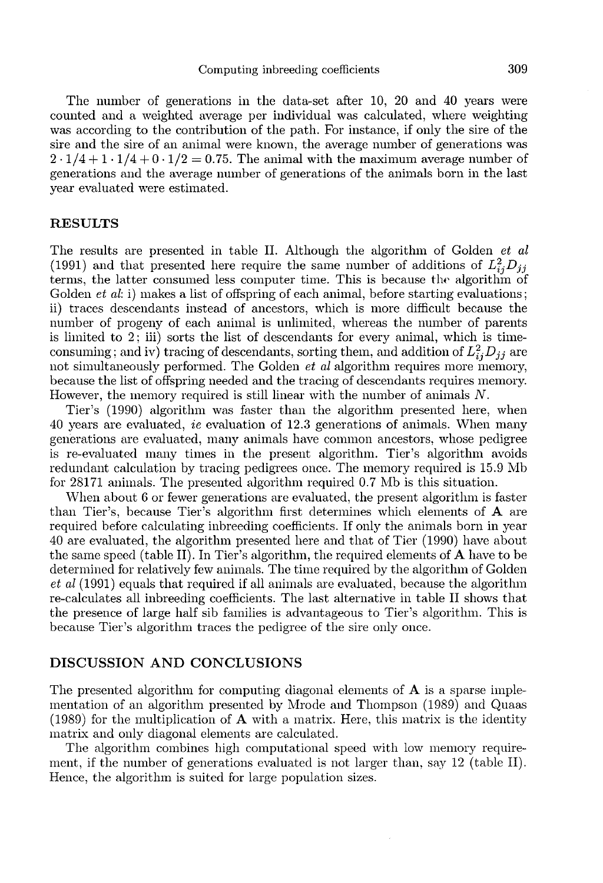The number of generations in the data-set after 10, 20 and 40 years were counted and a weighted average per individual was calculated, where weighting was according to the contribution of the path. For instance, if only the sire of the sire and the sire of an animal were known, the average number of generations was $2 \cdot 1/4 + 1 \cdot 1/4 + 0 \cdot 1/2 = 0.75$. The animal with the maximum average number of generations and the average number of generations of the animals born in the last year evaluated were estimated.

## RESULTS

The results are presented in table II. Although the algorithm of Golden *et al* (1991) and that presented here require the same number of additions of $L_{ij}^2 D_{jj}$ terms, the latter consumed less computer time. This is because the algorithm of Golden *et al*: i) makes a list of offspring of each animal, before starting evaluations; ii) traces descendants instead of ancestors, which is more difficult because the number of progeny of each animal is unlimited, whereas the number of parents is limited to 2; iii) sorts the list of descendants for every animal, which is time-consuming; and iv) tracing of descendants, sorting them, and addition of $L_{ij}^2 D_{jj}$ are not simultaneously performed. The Golden *et al* algorithm requires more memory, because the list of offspring needed and the tracing of descendants requires memory. However, the memory required is still linear with the number of animals $N$.

Tier's (1990) algorithm was faster than the algorithm presented here, when 40 years are evaluated, *ie* evaluation of 12.3 generations of animals. When many generations are evaluated, many animals have common ancestors, whose pedigree is re-evaluated many times in the present algorithm. Tier's algorithm avoids redundant calculation by tracing pedigrees once. The memory required is 15.9 Mb for 28171 animals. The presented algorithm required 0.7 Mb is this situation.

When about 6 or fewer generations are evaluated, the present algorithm is faster than Tier's, because Tier's algorithm first determines which elements of **A** are required before calculating inbreeding coefficients. If only the animals born in year 40 are evaluated, the algorithm presented here and that of Tier (1990) have about the same speed (table II). In Tier's algorithm, the required elements of **A** have to be determined for relatively few animals. The time required by the algorithm of Golden *et al* (1991) equals that required if all animals are evaluated, because the algorithm re-calculates all inbreeding coefficients. The last alternative in table II shows that the presence of large half sib families is advantageous to Tier's algorithm. This is because Tier's algorithm traces the pedigree of the sire only once.

## DISCUSSION AND CONCLUSIONS

The presented algorithm for computing diagonal elements of **A** is a sparse implementation of an algorithm presented by Mrode and Thompson (1989) and Quaas (1989) for the multiplication of **A** with a matrix. Here, this matrix is the identity matrix and only diagonal elements are calculated.

The algorithm combines high computational speed with low memory requirement, if the number of generations evaluated is not larger than, say 12 (table II). Hence, the algorithm is suited for large population sizes.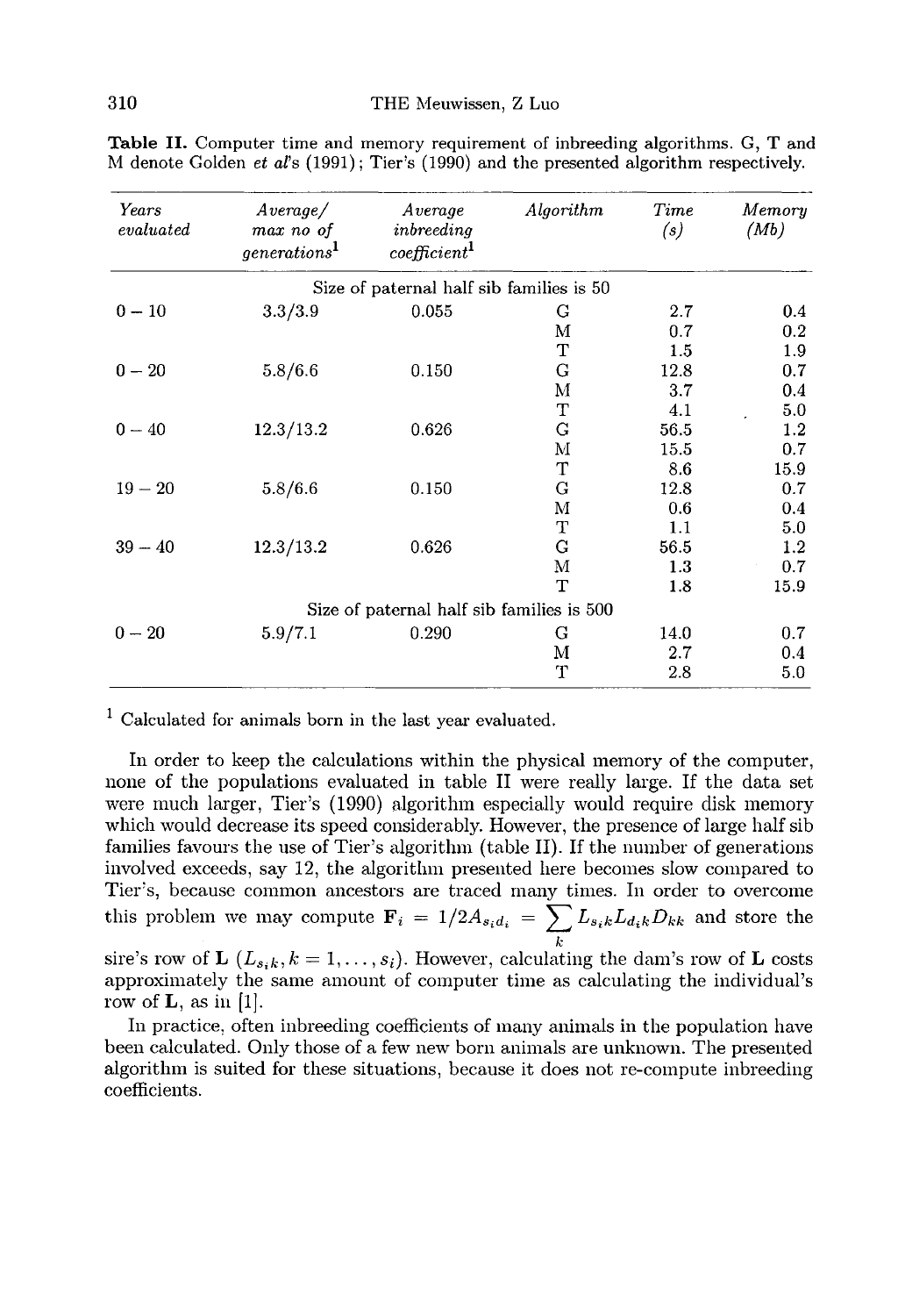**Table II.** Computer time and memory requirement of inbreeding algorithms. G, T and M denote Golden *et al*'s (1991); Tier's (1990) and the presented algorithm respectively.

| *Years evaluated* | *Average/ max no of generations*[1] | *Average inbreeding coefficient*[1] | *Algorithm* | *Time (s)* | *Memory (Mb)* |
|---|---|---|---|---|---|
| Size of paternal half sib families is 50 | | | | | |
| 0 – 10 | 3.3/3.9 | 0.055 | G | 2.7 | 0.4 |
| | | | M | 0.7 | 0.2 |
| | | | T | 1.5 | 1.9 |
| 0 – 20 | 5.8/6.6 | 0.150 | G | 12.8 | 0.7 |
| | | | M | 3.7 | 0.4 |
| | | | T | 4.1 | 5.0 |
| 0 – 40 | 12.3/13.2 | 0.626 | G | 56.5 | 1.2 |
| | | | M | 15.5 | 0.7 |
| | | | T | 8.6 | 15.9 |
| 19 – 20 | 5.8/6.6 | 0.150 | G | 12.8 | 0.7 |
| | | | M | 0.6 | 0.4 |
| | | | T | 1.1 | 5.0 |
| 39 – 40 | 12.3/13.2 | 0.626 | G | 56.5 | 1.2 |
| | | | M | 1.3 | 0.7 |
| | | | T | 1.8 | 15.9 |
| Size of paternal half sib families is 500 | | | | | |
| 0 – 20 | 5.9/7.1 | 0.290 | G | 14.0 | 0.7 |
| | | | M | 2.7 | 0.4 |
| | | | T | 2.8 | 5.0 |

[1] Calculated for animals born in the last year evaluated.

In order to keep the calculations within the physical memory of the computer, none of the populations evaluated in table II were really large. If the data set were much larger, Tier's (1990) algorithm especially would require disk memory which would decrease its speed considerably. However, the presence of large half sib families favours the use of Tier's algorithm (table II). If the number of generations involved exceeds, say 12, the algorithm presented here becomes slow compared to Tier's, because common ancestors are traced many times. In order to overcome this problem we may compute $\mathbf{F}_i = 1/2A_{s_id_i} = \sum_k L_{s_ik}L_{d_ik}D_{kk}$ and store the sire's row of $\mathbf{L}$ ($L_{s_i,k}, k = 1, \ldots, s_i$). However, calculating the dam's row of $\mathbf{L}$ costs approximately the same amount of computer time as calculating the individual's row of $\mathbf{L}$, as in [1].

In practice, often inbreeding coefficients of many animals in the population have been calculated. Only those of a few new born animals are unknown. The presented algorithm is suited for these situations, because it does not re-compute inbreeding coefficients.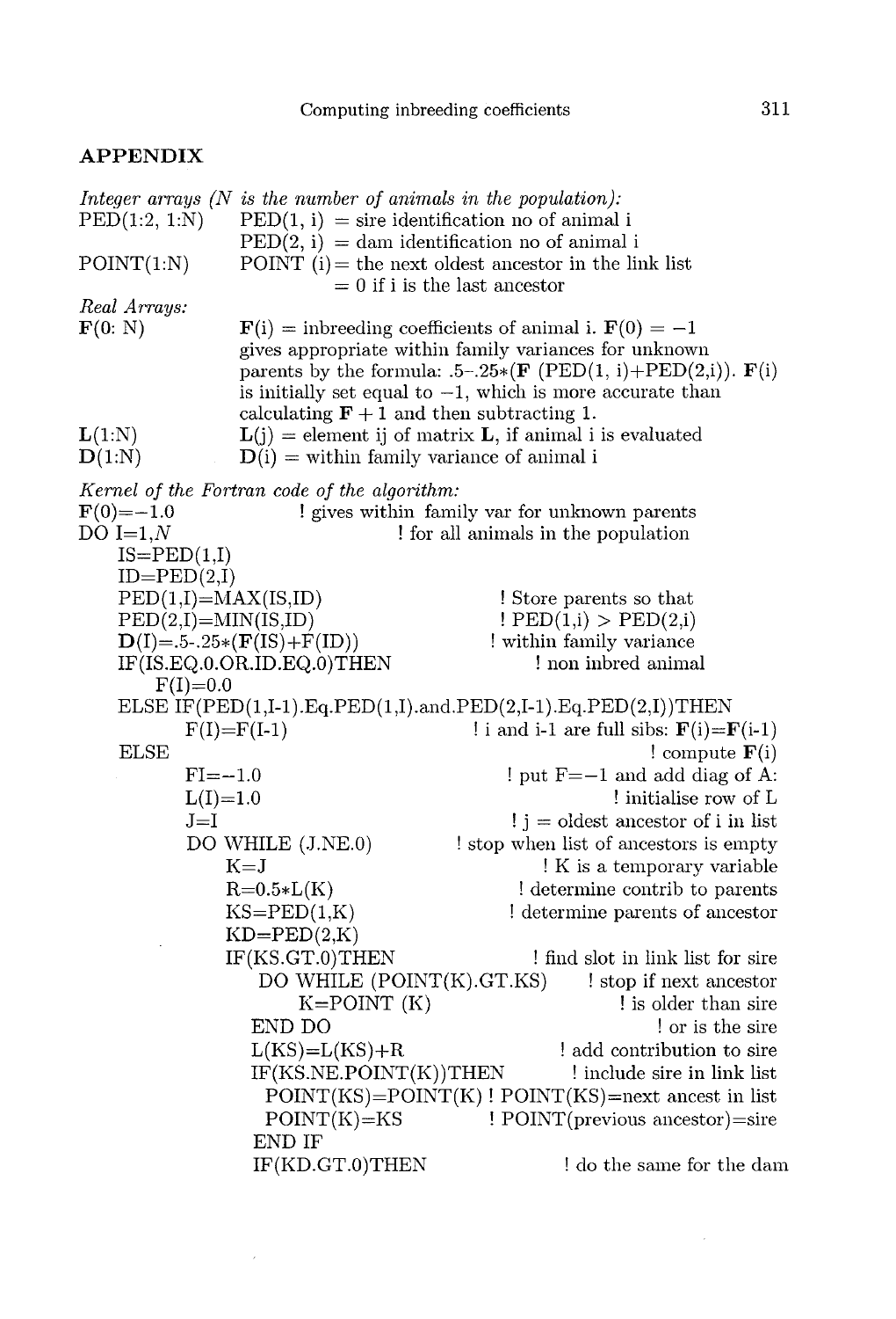## APPENDIX

*Integer arrays (N is the number of animals in the population):*

PED(1:2, 1:N) PED(1, i) = sire identification no of animal i
PED(2, i) = dam identification no of animal i

POINT(1:N) POINT (i) = the next oldest ancestor in the link list
= 0 if i is the last ancestor

*Real Arrays:*

**F**(0: N) **F**(i) = inbreeding coefficients of animal i. **F**(0) = −1 gives appropriate within family variances for unknown parents by the formula: .5−.25*(**F** (PED(1, i)+PED(2,i)). F(i) is initially set equal to −1, which is more accurate than calculating **F** + 1 and then subtracting 1.

**L**(1:N) **L**(j) = element ij of matrix **L**, if animal i is evaluated

**D**(1:N) **D**(i) = within family variance of animal i

*Kernel of the Fortran code of the algorithm:*

```
F(0)=-1.0                    ! gives within family var for unknown parents
DO I=1,N                     ! for all animals in the population
   IS=PED(1,I)
   ID=PED(2,I)
   PED(1,I)=MAX(IS,ID)                    ! Store parents so that
   PED(2,I)=MIN(IS,ID)                    ! PED(1,i) > PED(2,i)
   D(I)=.5-.25*(F(IS)+F(ID))              ! within family variance
   IF(IS.EQ.0.OR.ID.EQ.0)THEN             ! non inbred animal
      F(I)=0.0
   ELSE IF(PED(1,I-1).Eq.PED(1,I).and.PED(2,I-1).Eq.PED(2,I))THEN
      F(I)=F(I-1)                         ! i and i-1 are full sibs: F(i)=F(i-1)
   ELSE                                   ! compute F(i)
      FI=-1.0                             ! put F=-1 and add diag of A:
      L(I)=1.0                            ! initialise row of L
      J=I                                 ! j = oldest ancestor of i in list
      DO WHILE (J.NE.0)                   ! stop when list of ancestors is empty
         K=J                              ! K is a temporary variable
         R=0.5*L(K)                       ! determine contrib to parents
         KS=PED(1,K)                      ! determine parents of ancestor
         KD=PED(2,K)
         IF(KS.GT.0)THEN                  ! find slot in link list for sire
            DO WHILE (POINT(K).GT.KS)     ! stop if next ancestor
               K=POINT (K)                ! is older than sire
            END DO                        ! or is the sire
            L(KS)=L(KS)+R                 ! add contribution to sire
            IF(KS.NE.POINT(K))THEN        ! include sire in link list
              POINT(KS)=POINT(K) ! POINT(KS)=next ancest in list
              POINT(K)=KS        ! POINT(previous ancestor)=sire
            END IF
            IF(KD.GT.0)THEN               ! do the same for the dam
```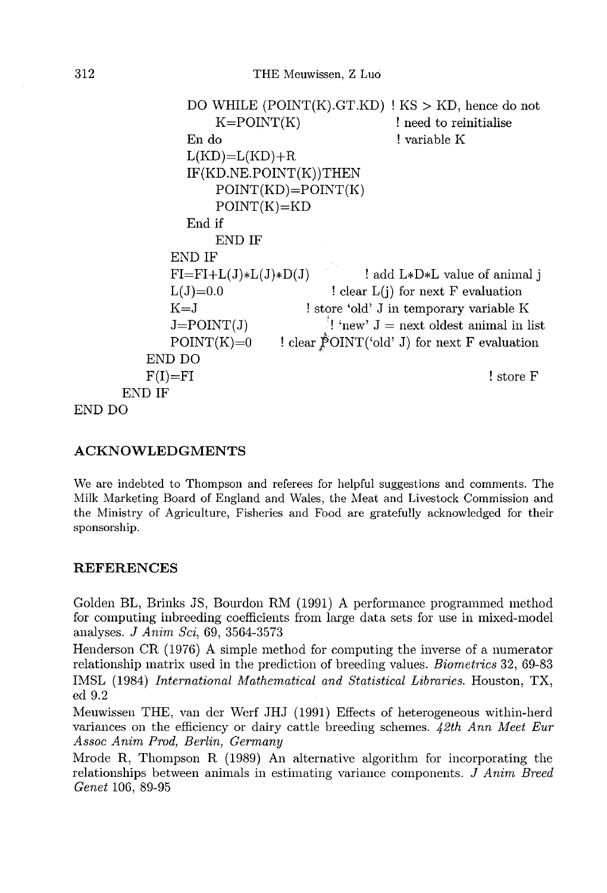```
            DO WHILE (POINT(K).GT.KD) ! KS > KD, hence do not
                K=POINT(K)                ! need to reinitialise
            En do                         ! variable K
            L(KD)=L(KD)+R
            IF(KD.NE.POINT(K))THEN
                POINT(KD)=POINT(K)
                POINT(K)=KD
            End if
                END IF
        END IF
        FI=FI+L(J)*L(J)*D(J)          ! add L*D*L value of animal j
        L(J)=0.0                      ! clear L(j) for next F evaluation
        K=J                           ! store 'old' J in temporary variable K
        J=POINT(J)                    ! 'new' J = next oldest animal in list
        POINT(K)=0                    ! clear POINT('old' J) for next F evaluation
      END DO
      F(I)=FI                                                   ! store F
    END IF
END DO
```

## ACKNOWLEDGMENTS

We are indebted to Thompson and referees for helpful suggestions and comments. The Milk Marketing Board of England and Wales, the Meat and Livestock Commission and the Ministry of Agriculture, Fisheries and Food are gratefully acknowledged for their sponsorship.

## REFERENCES

Golden BL, Brinks JS, Bourdon RM (1991) A performance programmed method for computing inbreeding coefficients from large data sets for use in mixed-model analyses. *J Anim Sci*, 69, 3564-3573

Henderson CR (1976) A simple method for computing the inverse of a numerator relationship matrix used in the prediction of breeding values. *Biometrics* 32, 69-83

IMSL (1984) *International Mathematical and Statistical Libraries.* Houston, TX, ed 9.2

Meuwissen THE, van der Werf JHJ (1991) Effects of heterogeneous within-herd variances on the efficiency or dairy cattle breeding schemes. *42th Ann Meet Eur Assoc Anim Prod, Berlin, Germany*

Mrode R, Thompson R (1989) An alternative algorithm for incorporating the relationships between animals in estimating variance components. *J Anim Breed Genet* 106, 89-95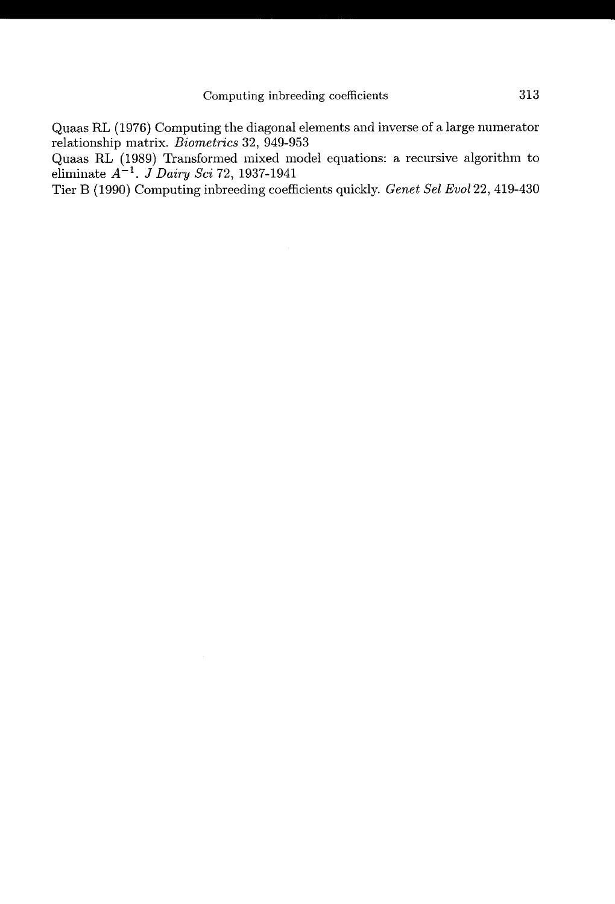Quaas RL (1976) Computing the diagonal elements and inverse of a large numerator relationship matrix. *Biometrics* 32, 949-953

Quaas RL (1989) Transformed mixed model equations: a recursive algorithm to eliminate $A^{-1}$. *J Dairy Sci* 72, 1937-1941

Tier B (1990) Computing inbreeding coefficients quickly. *Genet Sel Evol* 22, 419-430